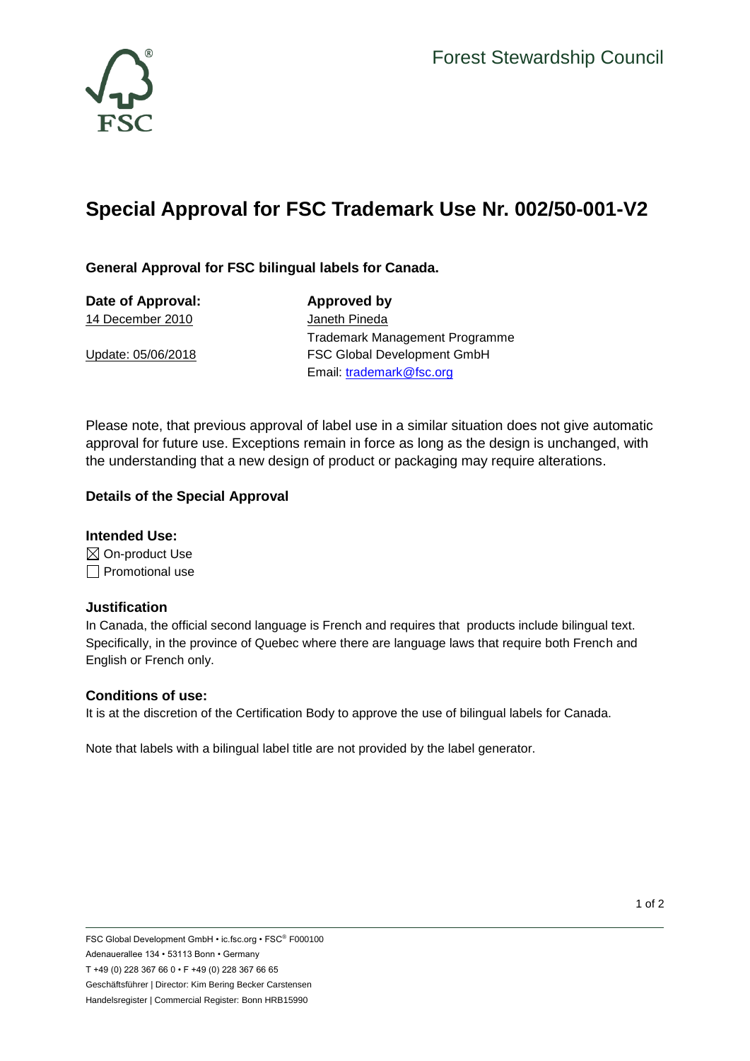Forest Stewardship Council

# Special Approval for FSC Trademark Use Nr. 002/50-001-V2

**General Approval for FSC bilingual labels for Canada.**

| **Date of Approval:** | **Approved by** |
|---|---|
| 14 December 2010 | Janeth Pineda |
| | Trademark Management Programme |
| Update: 05/06/2018 | FSC Global Development GmbH |
| | Email: trademark@fsc.org |

Please note, that previous approval of label use in a similar situation does not give automatic approval for future use. Exceptions remain in force as long as the design is unchanged, with the understanding that a new design of product or packaging may require alterations.

**Details of the Special Approval**

### Intended Use:

☒ On-product Use
☐ Promotional use

### Justification

In Canada, the official second language is French and requires that products include bilingual text. Specifically, in the province of Quebec where there are language laws that require both French and English or French only.

### Conditions of use:

It is at the discretion of the Certification Body to approve the use of bilingual labels for Canada.

Note that labels with a bilingual label title are not provided by the label generator.

FSC Global Development GmbH • ic.fsc.org • FSC® F000100
Adenauerallee 134 • 53113 Bonn • Germany
T +49 (0) 228 367 66 0 • F +49 (0) 228 367 66 65
Geschäftsführer | Director: Kim Bering Becker Carstensen
Handelsregister | Commercial Register: Bonn HRB15990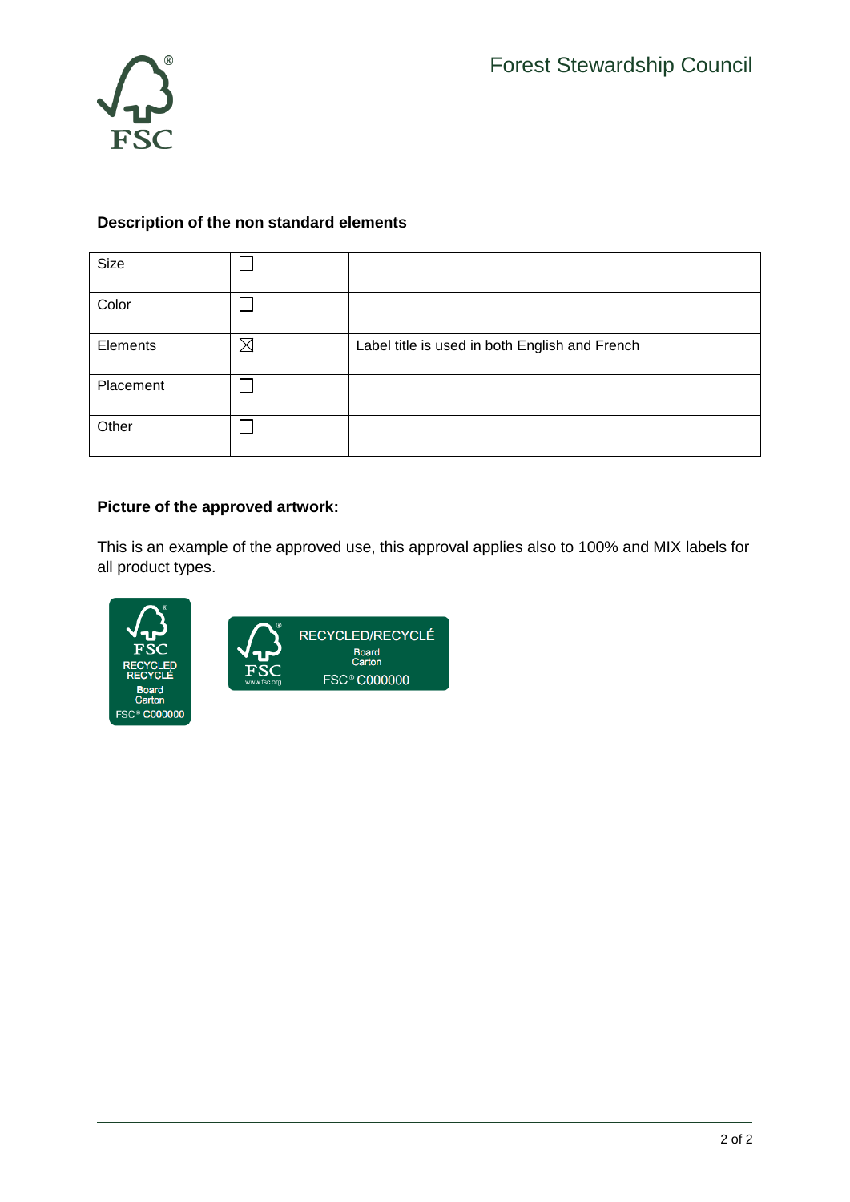Forest Stewardship Council

### Description of the non standard elements

| | | |
|---|---|---|
| Size | ☐ | |
| Color | ☐ | |
| Elements | ☒ | Label title is used in both English and French |
| Placement | ☐ | |
| Other | ☐ | |

### Picture of the approved artwork:

This is an example of the approved use, this approval applies also to 100% and MIX labels for all product types.

FSC
RECYCLED
RECYCLÉ
Board
Carton
FSC® C000000

RECYCLED/RECYCLÉ
Board
Carton
FSC® C000000
FSC
www.fsc.org